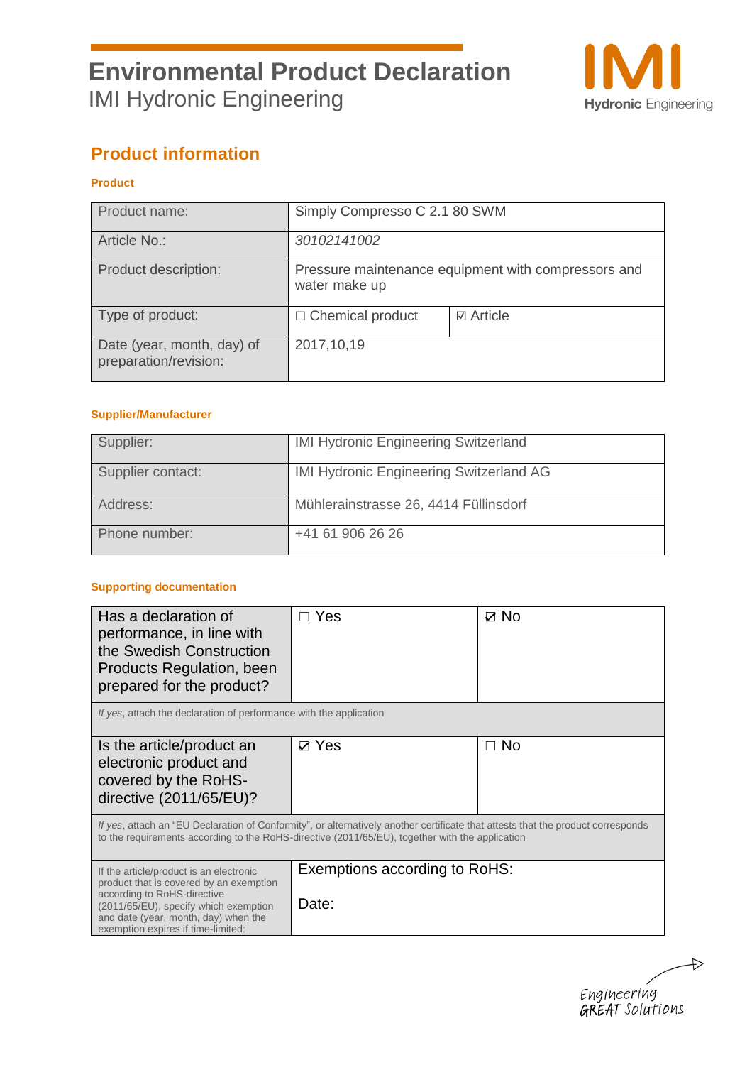# Environmental Product Declaration

IMI Hydronic Engineering

## Product information

### Product

| | | |
|---|---|---|
| Product name: | Simply Compresso C 2.1 80 SWM | |
| Article No.: | *30102141002* | |
| Product description: | Pressure maintenance equipment with compressors and water make up | |
| Type of product: | ☐ Chemical product | ☑ Article |
| Date (year, month, day) of preparation/revision: | 2017,10,19 | |

### Supplier/Manufacturer

| | |
|---|---|
| Supplier: | IMI Hydronic Engineering Switzerland |
| Supplier contact: | IMI Hydronic Engineering Switzerland AG |
| Address: | Mühlerainstrasse 26, 4414 Füllinsdorf |
| Phone number: | +41 61 906 26 26 |

### Supporting documentation

| | | |
|---|---|---|
| Has a declaration of performance, in line with the Swedish Construction Products Regulation, been prepared for the product? | ☐ Yes | ☑ No |
| *If yes*, attach the declaration of performance with the application | | |
| Is the article/product an electronic product and covered by the RoHS-directive (2011/65/EU)? | ☑ Yes | ☐ No |
| *If yes*, attach an "EU Declaration of Conformity", or alternatively another certificate that attests that the product corresponds to the requirements according to the RoHS-directive (2011/65/EU), together with the application | | |
| If the article/product is an electronic product that is covered by an exemption according to RoHS-directive (2011/65/EU), specify which exemption and date (year, month, day) when the exemption expires if time-limited: | Exemptions according to RoHS:<br><br>Date: | |

Engineering GREAT Solutions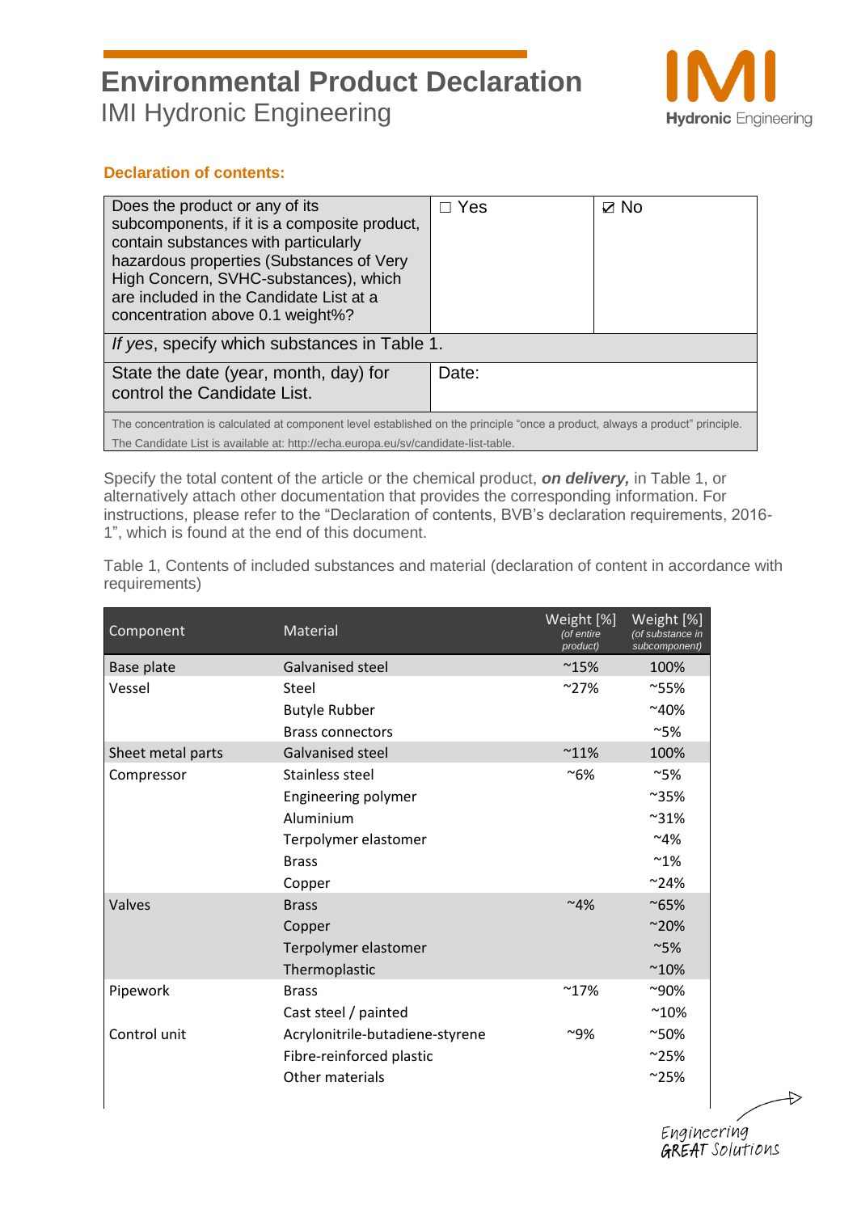# Environmental Product Declaration
IMI Hydronic Engineering

### Declaration of contents:

| Does the product or any of its subcomponents, if it is a composite product, contain substances with particularly hazardous properties (Substances of Very High Concern, SVHC-substances), which are included in the Candidate List at a concentration above 0.1 weight%? | ☐ Yes | ☑ No |
|---|---|---|
| *If yes*, specify which substances in Table 1. | | |
| State the date (year, month, day) for control the Candidate List. | Date: | |
| The concentration is calculated at component level established on the principle "once a product, always a product" principle. The Candidate List is available at: http://echa.europa.eu/sv/candidate-list-table. | | |

Specify the total content of the article or the chemical product, ***on delivery,*** in Table 1, or alternatively attach other documentation that provides the corresponding information. For instructions, please refer to the "Declaration of contents, BVB's declaration requirements, 2016-1", which is found at the end of this document.

Table 1, Contents of included substances and material (declaration of content in accordance with requirements)

| Component | Material | Weight [%] (of entire product) | Weight [%] (of substance in subcomponent) |
|---|---|---|---|
| Base plate | Galvanised steel | ~15% | 100% |
| Vessel | Steel | ~27% | ~55% |
| | Butyle Rubber | | ~40% |
| | Brass connectors | | ~5% |
| Sheet metal parts | Galvanised steel | ~11% | 100% |
| Compressor | Stainless steel | ~6% | ~5% |
| | Engineering polymer | | ~35% |
| | Aluminium | | ~31% |
| | Terpolymer elastomer | | ~4% |
| | Brass | | ~1% |
| | Copper | | ~24% |
| Valves | Brass | ~4% | ~65% |
| | Copper | | ~20% |
| | Terpolymer elastomer | | ~5% |
| | Thermoplastic | | ~10% |
| Pipework | Brass | ~17% | ~90% |
| | Cast steel / painted | | ~10% |
| Control unit | Acrylonitrile-butadiene-styrene | ~9% | ~50% |
| | Fibre-reinforced plastic | | ~25% |
| | Other materials | | ~25% |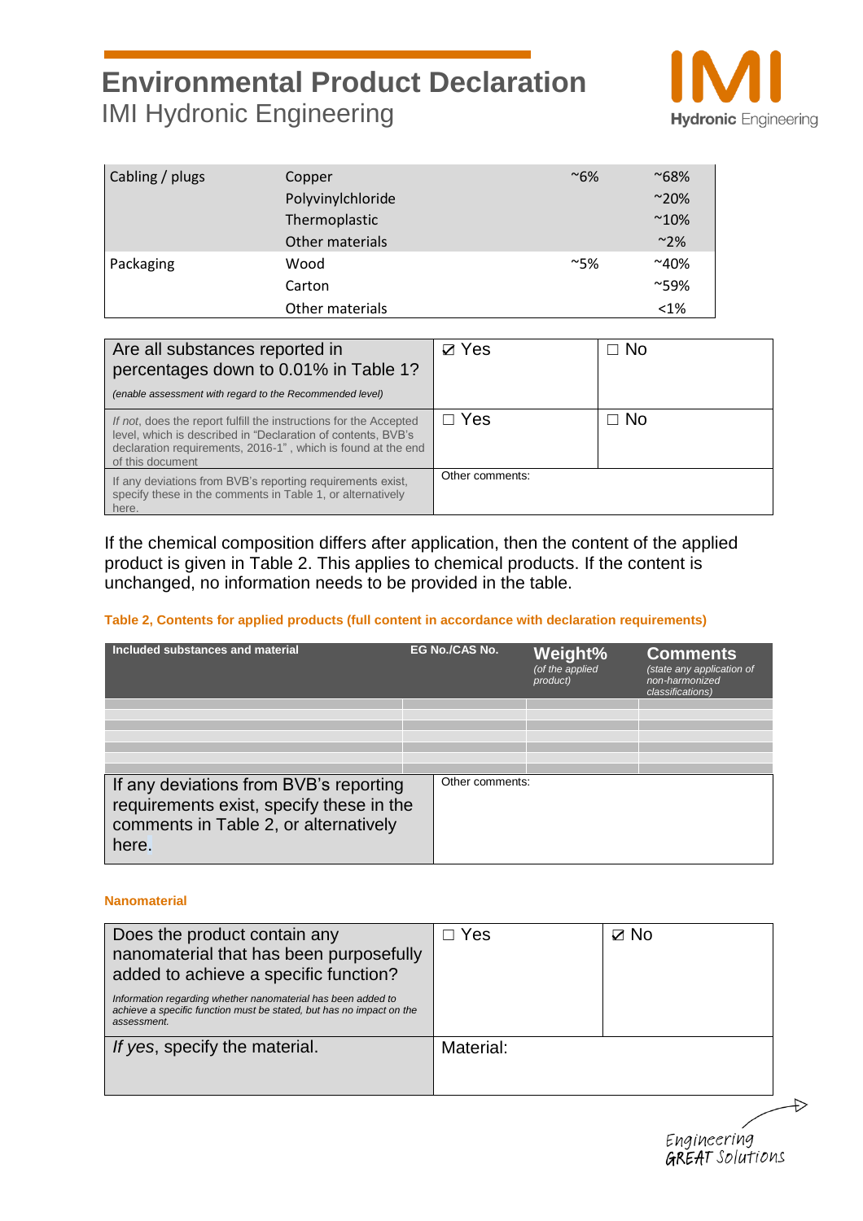| Cabling / plugs | Copper | ~6% | ~68% |
|---|---|---|---|
| | Polyvinylchloride | | ~20% |
| | Thermoplastic | | ~10% |
| | Other materials | | ~2% |
| Packaging | Wood | ~5% | ~40% |
| | Carton | | ~59% |
| | Other materials | | <1% |

| Are all substances reported in percentages down to 0.01% in Table 1? *(enable assessment with regard to the Recommended level)* | ☑ Yes | ☐ No |
|---|---|---|
| *If not*, does the report fulfill the instructions for the Accepted level, which is described in "Declaration of contents, BVB's declaration requirements, 2016-1" , which is found at the end of this document | ☐ Yes | ☐ No |
| If any deviations from BVB's reporting requirements exist, specify these in the comments in Table 1, or alternatively here. | Other comments: | |

If the chemical composition differs after application, then the content of the applied product is given in Table 2. This applies to chemical products. If the content is unchanged, no information needs to be provided in the table.

**Table 2, Contents for applied products (full content in accordance with declaration requirements)**

| Included substances and material | EG No./CAS No. | Weight% *(of the applied product)* | Comments *(state any application of non-harmonized classifications)* |
|---|---|---|---|
| | | | |
| | | | |
| | | | |
| | | | |
| | | | |
| | | | |
| | | | |

| If any deviations from BVB's reporting requirements exist, specify these in the comments in Table 2, or alternatively here. | Other comments: |
|---|---|

**Nanomaterial**

| Does the product contain any nanomaterial that has been purposefully added to achieve a specific function? *Information regarding whether nanomaterial has been added to achieve a specific function must be stated, but has no impact on the assessment.* | ☐ Yes | ☑ No |
|---|---|---|
| *If yes*, specify the material. | Material: | |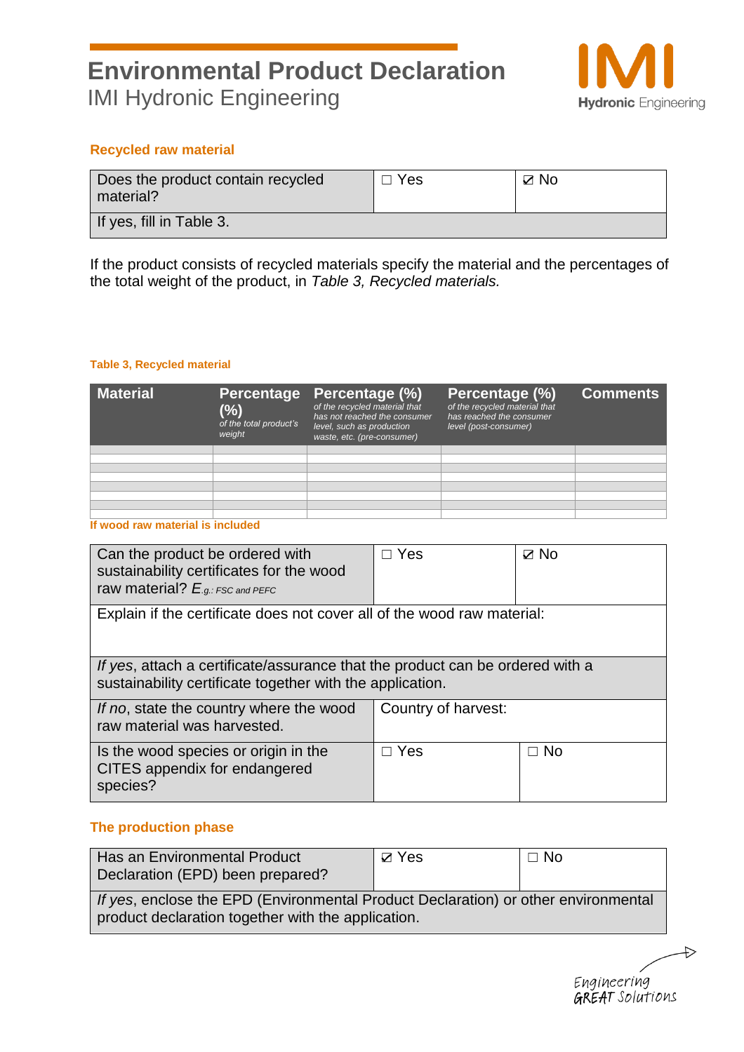## Recycled raw material

| Does the product contain recycled material? | ☐ Yes | ☑ No |
|---|---|---|
| If yes, fill in Table 3. | | |

If the product consists of recycled materials specify the material and the percentages of the total weight of the product, in *Table 3, Recycled materials.*

**Table 3, Recycled material**

| Material | Percentage (%) *of the total product's weight* | Percentage (%) *of the recycled material that has not reached the consumer level, such as production waste, etc. (pre-consumer)* | Percentage (%) *of the recycled material that has reached the consumer level (post-consumer)* | Comments |
|---|---|---|---|---|
| | | | | |
| | | | | |
| | | | | |
| | | | | |
| | | | | |
| | | | | |
| | | | | |
| | | | | |

**If wood raw material is included**

| Can the product be ordered with sustainability certificates for the wood raw material? *E.g.: FSC and PEFC* | ☐ Yes | ☑ No |
|---|---|---|
| Explain if the certificate does not cover all of the wood raw material: | | |
| *If yes*, attach a certificate/assurance that the product can be ordered with a sustainability certificate together with the application. | | |
| *If no*, state the country where the wood raw material was harvested. | Country of harvest: | |
| Is the wood species or origin in the CITES appendix for endangered species? | ☐ Yes | ☐ No |

## The production phase

| Has an Environmental Product Declaration (EPD) been prepared? | ☑ Yes | ☐ No |
|---|---|---|
| *If yes*, enclose the EPD (Environmental Product Declaration) or other environmental product declaration together with the application. | | |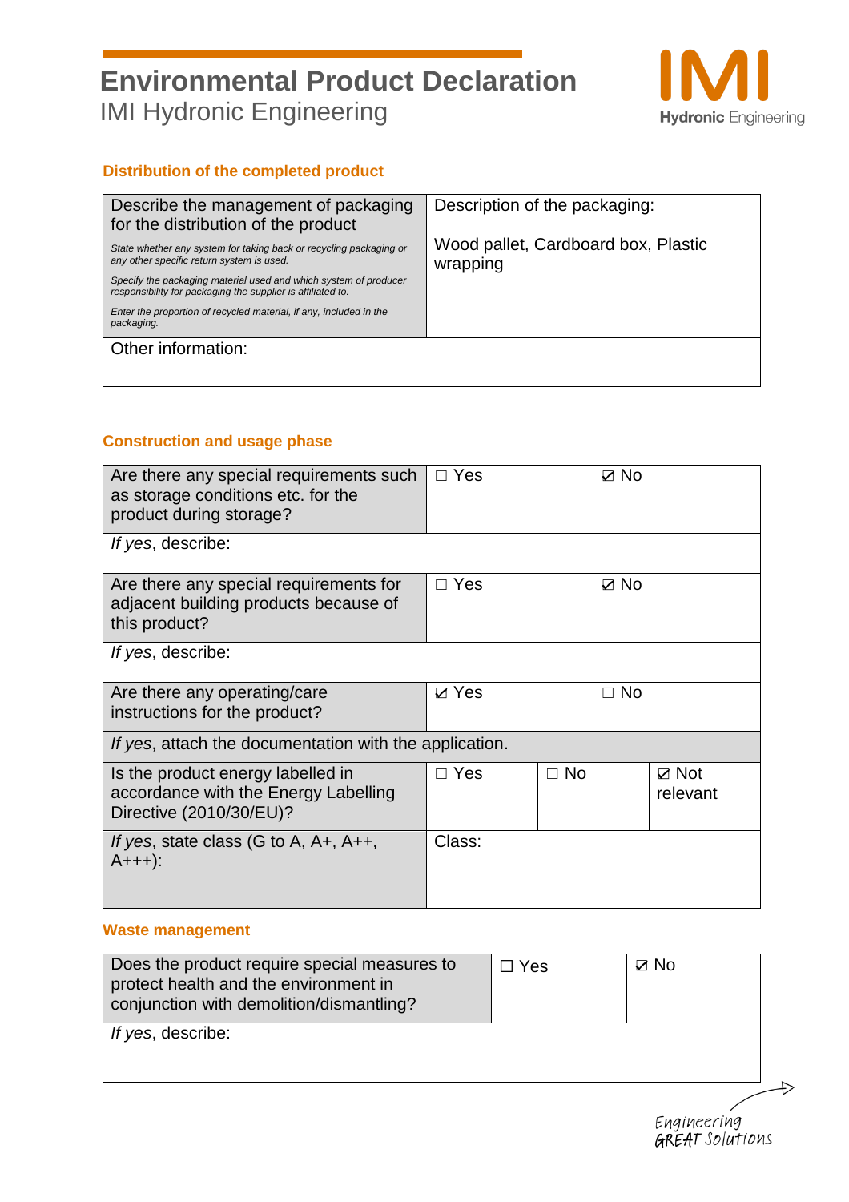## Distribution of the completed product

| Describe the management of packaging for the distribution of the product<br>*State whether any system for taking back or recycling packaging or any other specific return system is used.*<br>*Specify the packaging material used and which system of producer responsibility for packaging the supplier is affiliated to.*<br>*Enter the proportion of recycled material, if any, included in the packaging.* | Description of the packaging:<br>Wood pallet, Cardboard box, Plastic wrapping |
|---|---|
| Other information: | |

## Construction and usage phase

| Are there any special requirements such as storage conditions etc. for the product during storage? | ☐ Yes | ☑ No |
|---|---|---|
| *If yes*, describe: | | |
| Are there any special requirements for adjacent building products because of this product? | ☐ Yes | ☑ No |
| *If yes*, describe: | | |
| Are there any operating/care instructions for the product? | ☑ Yes | ☐ No |
| *If yes*, attach the documentation with the application. | | |

| Is the product energy labelled in accordance with the Energy Labelling Directive (2010/30/EU)? | ☐ Yes | ☐ No | ☑ Not relevant |
|---|---|---|---|
| *If yes*, state class (G to A, A+, A++, A+++): | Class: | | |

## Waste management

| Does the product require special measures to protect health and the environment in conjunction with demolition/dismantling? | ☐ Yes | ☑ No |
|---|---|---|
| *If yes*, describe: | | |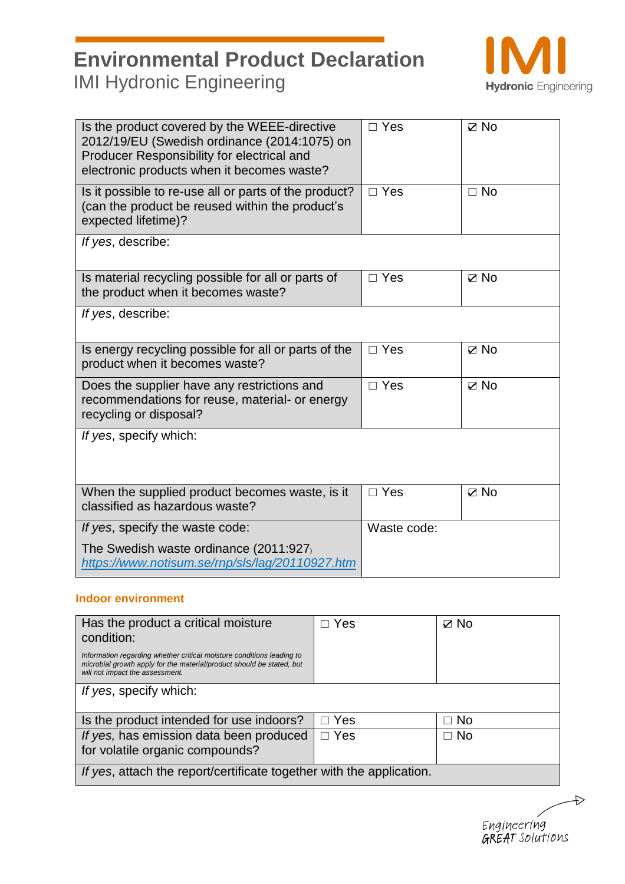| Is the product covered by the WEEE-directive 2012/19/EU (Swedish ordinance (2014:1075) on Producer Responsibility for electrical and electronic products when it becomes waste? | ☐ Yes | ☑ No |
|---|---|---|
| Is it possible to re-use all or parts of the product? (can the product be reused within the product's expected lifetime)? | ☐ Yes | ☐ No |
| *If yes*, describe: | | |
| Is material recycling possible for all or parts of the product when it becomes waste? | ☐ Yes | ☑ No |
| *If yes*, describe: | | |
| Is energy recycling possible for all or parts of the product when it becomes waste? | ☐ Yes | ☑ No |
| Does the supplier have any restrictions and recommendations for reuse, material- or energy recycling or disposal? | ☐ Yes | ☑ No |
| *If yes*, specify which: | | |
| When the supplied product becomes waste, is it classified as hazardous waste? | ☐ Yes | ☑ No |
| *If yes*, specify the waste code: The Swedish waste ordinance (2011:927) https://www.notisum.se/rnp/sls/lag/20110927.htm | Waste code: | |

### Indoor environment

| Has the product a critical moisture condition: *Information regarding whether critical moisture conditions leading to microbial growth apply for the material/product should be stated, but will not impact the assessment.* | ☐ Yes | ☑ No |
|---|---|---|
| *If yes*, specify which: | | |
| Is the product intended for use indoors? | ☐ Yes | ☐ No |
| *If yes,* has emission data been produced for volatile organic compounds? | ☐ Yes | ☐ No |
| *If yes*, attach the report/certificate together with the application. | | |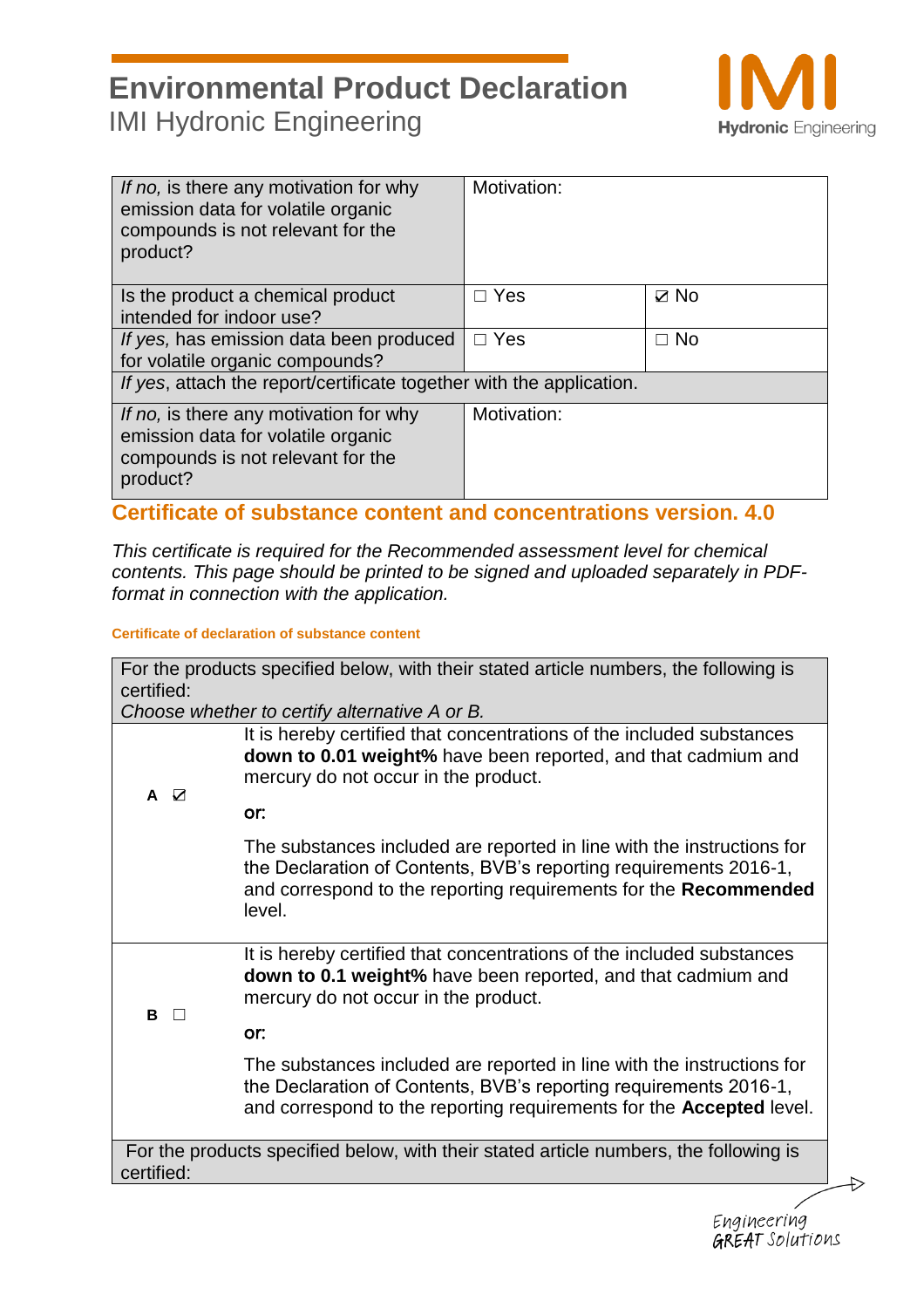| | | |
|---|---|---|
| *If no,* is there any motivation for why emission data for volatile organic compounds is not relevant for the product? | Motivation: | |
| Is the product a chemical product intended for indoor use? | ☐ Yes | ☑ No |
| *If yes,* has emission data been produced for volatile organic compounds? | ☐ Yes | ☐ No |
| *If yes*, attach the report/certificate together with the application. | | |
| *If no,* is there any motivation for why emission data for volatile organic compounds is not relevant for the product? | Motivation: | |

## Certificate of substance content and concentrations version. 4.0

*This certificate is required for the Recommended assessment level for chemical contents. This page should be printed to be signed and uploaded separately in PDF-format in connection with the application.*

#### Certificate of declaration of substance content

| For the products specified below, with their stated article numbers, the following is certified: *Choose whether to certify alternative A or B.* | |
|---|---|
| **A** ☑ | It is hereby certified that concentrations of the included substances **down to 0.01 weight%** have been reported, and that cadmium and mercury do not occur in the product.<br><br>or:<br><br>The substances included are reported in line with the instructions for the Declaration of Contents, BVB's reporting requirements 2016-1, and correspond to the reporting requirements for the **Recommended** level. |
| **B** ☐ | It is hereby certified that concentrations of the included substances **down to 0.1 weight%** have been reported, and that cadmium and mercury do not occur in the product.<br><br>or:<br><br>The substances included are reported in line with the instructions for the Declaration of Contents, BVB's reporting requirements 2016-1, and correspond to the reporting requirements for the **Accepted** level. |
| For the products specified below, with their stated article numbers, the following is certified: | |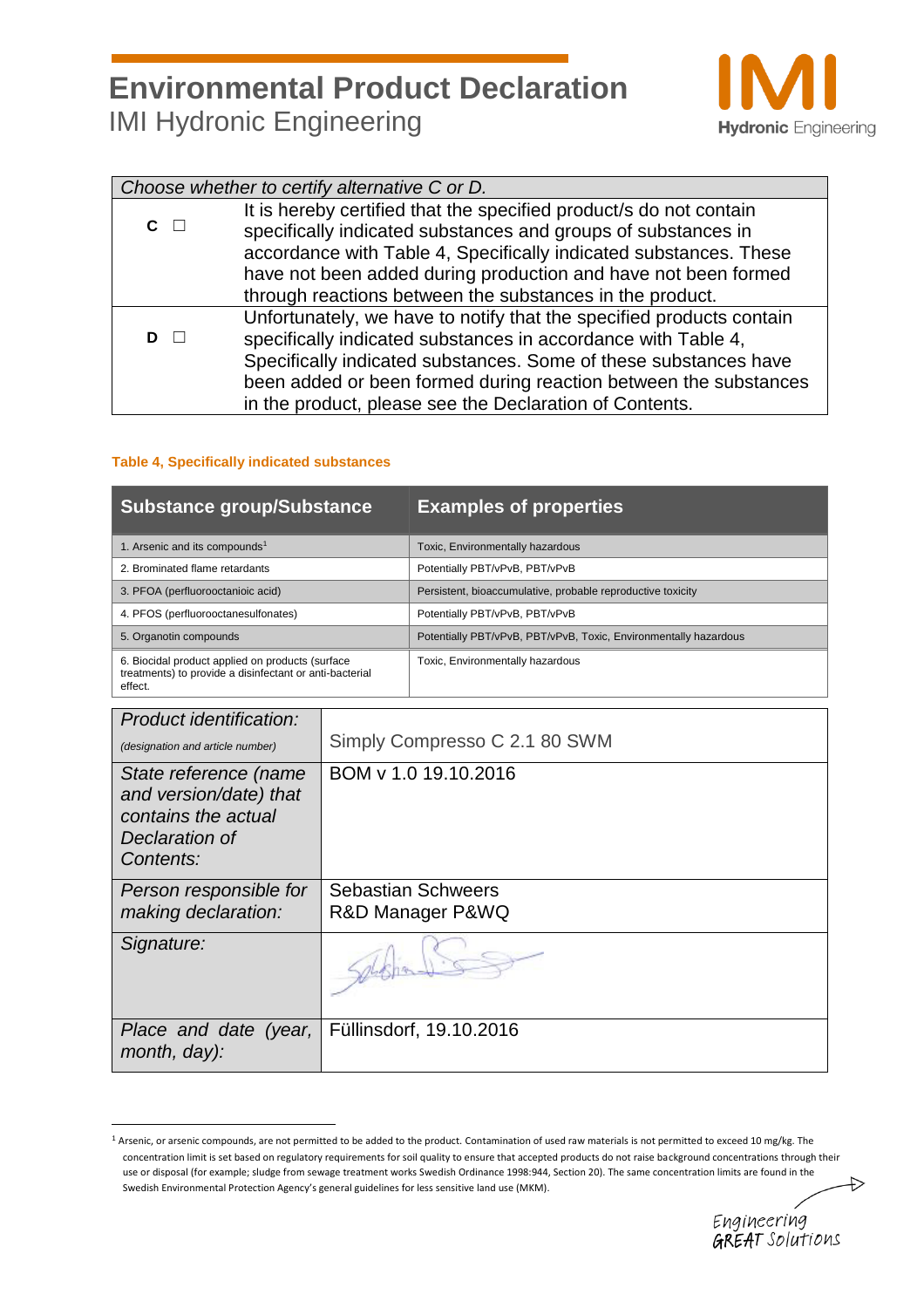| Choose whether to certify alternative C or D. | |
|---|---|
| **C** ☐ | It is hereby certified that the specified product/s do not contain specifically indicated substances and groups of substances in accordance with Table 4, Specifically indicated substances. These have not been added during production and have not been formed through reactions between the substances in the product. |
| **D** ☐ | Unfortunately, we have to notify that the specified products contain specifically indicated substances in accordance with Table 4, Specifically indicated substances. Some of these substances have been added or been formed during reaction between the substances in the product, please see the Declaration of Contents. |

**Table 4, Specifically indicated substances**

| Substance group/Substance | Examples of properties |
|---|---|
| 1. Arsenic and its compounds[1] | Toxic, Environmentally hazardous |
| 2. Brominated flame retardants | Potentially PBT/vPvB, PBT/vPvB |
| 3. PFOA (perfluorooctanioic acid) | Persistent, bioaccumulative, probable reproductive toxicity |
| 4. PFOS (perfluorooctanesulfonates) | Potentially PBT/vPvB, PBT/vPvB |
| 5. Organotin compounds | Potentially PBT/vPvB, PBT/vPvB, Toxic, Environmentally hazardous |
| 6. Biocidal product applied on products (surface treatments) to provide a disinfectant or anti-bacterial effect. | Toxic, Environmentally hazardous |

| | |
|---|---|
| *Product identification:* *(designation and article number)* | Simply Compresso C 2.1 80 SWM |
| *State reference (name and version/date) that contains the actual Declaration of Contents:* | BOM v 1.0 19.10.2016 |
| *Person responsible for making declaration:* | Sebastian Schweers R&D Manager P&WQ |
| *Signature:* | |
| *Place and date (year, month, day):* | Füllinsdorf, 19.10.2016 |

[1] Arsenic, or arsenic compounds, are not permitted to be added to the product. Contamination of used raw materials is not permitted to exceed 10 mg/kg. The concentration limit is set based on regulatory requirements for soil quality to ensure that accepted products do not raise background concentrations through their use or disposal (for example; sludge from sewage treatment works Swedish Ordinance 1998:944, Section 20). The same concentration limits are found in the Swedish Environmental Protection Agency's general guidelines for less sensitive land use (MKM).